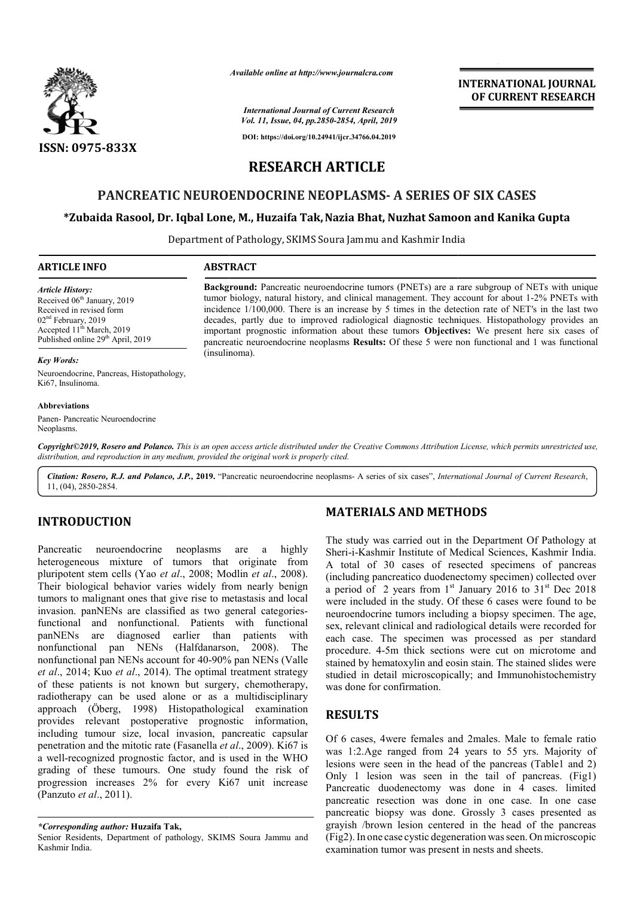*Available online at http://www.journalcra.com*

*International Journal of Current Research*
*Vol. 11, Issue, 04, pp.2850-2854, April, 2019*

**DOI: https://doi.org/10.24941/ijcr.34766.04.2019**

ISSN: 0975-833X

**INTERNATIONAL JOURNAL OF CURRENT RESEARCH**

# RESEARCH ARTICLE

## PANCREATIC NEUROENDOCRINE NEOPLASMS- A SERIES OF SIX CASES

**\*Zubaida Rasool, Dr. Iqbal Lone, M., Huzaifa Tak, Nazia Bhat, Nuzhat Samoon and Kanika Gupta**

Department of Pathology, SKIMS Soura Jammu and Kashmir India

**ARTICLE INFO**

*Article History:*
Received 06th January, 2019
Received in revised form
02nd February, 2019
Accepted 11th March, 2019
Published online 29th April, 2019

*Key Words:*
Neuroendocrine, Pancreas, Histopathology, Ki67, Insulinoma.

**Abbreviations**
Panen- Pancreatic Neuroendocrine Neoplasms.

**ABSTRACT**

**Background:** Pancreatic neuroendocrine tumors (PNETs) are a rare subgroup of NETs with unique tumor biology, natural history, and clinical management. They account for about 1-2% PNETs with incidence 1/100,000. There is an increase by 5 times in the detection rate of NET's in the last two decades, partly due to improved radiological diagnostic techniques. Histopathology provides an important prognostic information about these tumors **Objectives:** We present here six cases of pancreatic neuroendocrine neoplasms **Results:** Of these 5 were non functional and 1 was functional (insulinoma).

*Copyright©2019, Rosero and Polanco. This is an open access article distributed under the Creative Commons Attribution License, which permits unrestricted use, distribution, and reproduction in any medium, provided the original work is properly cited.*

***Citation:** Rosero, R.J. and Polanco, J.P., 2019. "Pancreatic neuroendocrine neoplasms- A series of six cases", International Journal of Current Research, 11, (04), 2850-2854.*

## INTRODUCTION

Pancreatic neuroendocrine neoplasms are a highly heterogeneous mixture of tumors that originate from pluripotent stem cells (Yao *et al*., 2008; Modlin *et al*., 2008). Their biological behavior varies widely from nearly benign tumors to malignant ones that give rise to metastasis and local invasion. panNENs are classified as two general categories- functional and nonfunctional. Patients with functional panNENs are diagnosed earlier than patients with nonfunctional pan NENs (Halfdanarson, 2008). The nonfunctional pan NENs account for 40-90% pan NENs (Valle *et al*., 2014; Kuo *et al*., 2014). The optimal treatment strategy of these patients is not known but surgery, chemotherapy, radiotherapy can be used alone or as a multidisciplinary approach (Öberg, 1998) Histopathological examination provides relevant postoperative prognostic information, including tumour size, local invasion, pancreatic capsular penetration and the mitotic rate (Fasanella *et al*., 2009). Ki67 is a well-recognized prognostic factor, and is used in the WHO grading of these tumours. One study found the risk of progression increases 2% for every Ki67 unit increase (Panzuto *et al*., 2011).

## MATERIALS AND METHODS

The study was carried out in the Department Of Pathology at Sheri-i-Kashmir Institute of Medical Sciences, Kashmir India. A total of 30 cases of resected specimens of pancreas (including pancreatico duodenectomy specimen) collected over a period of 2 years from 1st January 2016 to 31st Dec 2018 were included in the study. Of these 6 cases were found to be neuroendocrine tumors including a biopsy specimen. The age, sex, relevant clinical and radiological details were recorded for each case. The specimen was processed as per standard procedure. 4-5m thick sections were cut on microtome and stained by hematoxylin and eosin stain. The stained slides were studied in detail microscopically; and Immunohistochemistry was done for confirmation.

## RESULTS

Of 6 cases, 4were females and 2males. Male to female ratio was 1:2.Age ranged from 24 years to 55 yrs. Majority of lesions were seen in the head of the pancreas (Table1 and 2) Only 1 lesion was seen in the tail of pancreas. (Fig1) Pancreatic duodenectomy was done in 4 cases. limited pancreatic resection was done in one case. In one case pancreatic biopsy was done. Grossly 3 cases presented as grayish /brown lesion centered in the head of the pancreas (Fig2). In one case cystic degeneration was seen. On microscopic examination tumor was present in nests and sheets.

---

*\*Corresponding author:* **Huzaifa Tak,**
Senior Residents, Department of pathology, SKIMS Soura Jammu and Kashmir India.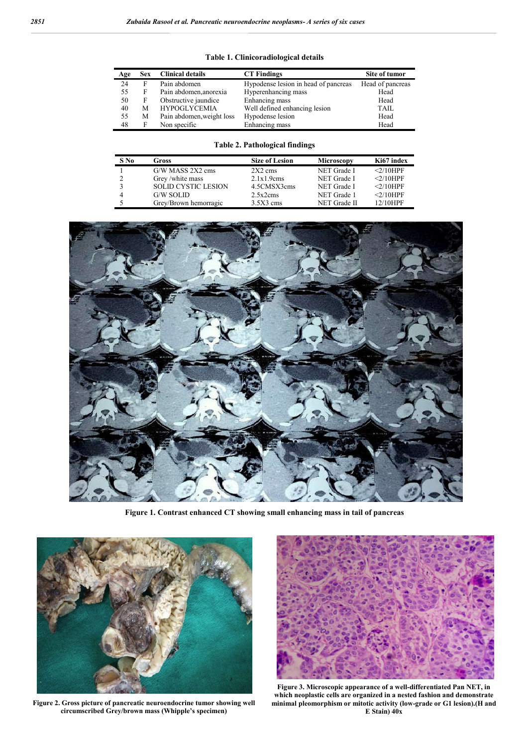**Table 1. Clinicoradiological details**

| Age | Sex | Clinical details | CT Findings | Site of tumor |
|---|---|---|---|---|
| 24 | F | Pain abdomen | Hypodense lesion in head of pancreas | Head of pancreas |
| 55 | F | Pain abdomen,anorexia | Hyperenhancing mass | Head |
| 50 | F | Obstructive jaundice | Enhancing mass | Head |
| 40 | M | HYPOGLYCEMIA | Well defined enhancing lesion | TAIL |
| 55 | M | Pain abdomen,weight loss | Hypodense lesion | Head |
| 48 | F | Non specific | Enhancing mass | Head |

**Table 2. Pathological findings**

| S No | Gross | Size of Lesion | Microscopy | Ki67 index |
|---|---|---|---|---|
| 1 | G/W MASS 2X2 cms | 2X2 cms | NET Grade I | <2/10HPF |
| 2 | Grey /white mass | 2.1x1.9cms | NET Grade I | <2/10HPF |
| 3 | SOLID CYSTIC LESION | 4.5CMSX3cms | NET Grade I | <2/10HPF |
| 4 | G/W SOLID | 2.5x2cms | NET Grade 1 | <2/10HPF |
| 5 | Grey/Brown hemorragic | 3.5X3 cms | NET Grade II | 12/10HPF |

**Figure 1. Contrast enhanced CT showing small enhancing mass in tail of pancreas**

**Figure 2. Gross picture of pancreatic neuroendocrine tumor showing well circumscribed Grey/brown mass (Whipple's specimen)**

**Figure 3. Microscopic appearance of a well-differentiated Pan NET, in which neoplastic cells are organized in a nested fashion and demonstrate minimal pleomorphism or mitotic activity (low-grade or G1 lesion).(H and E Stain) 40x**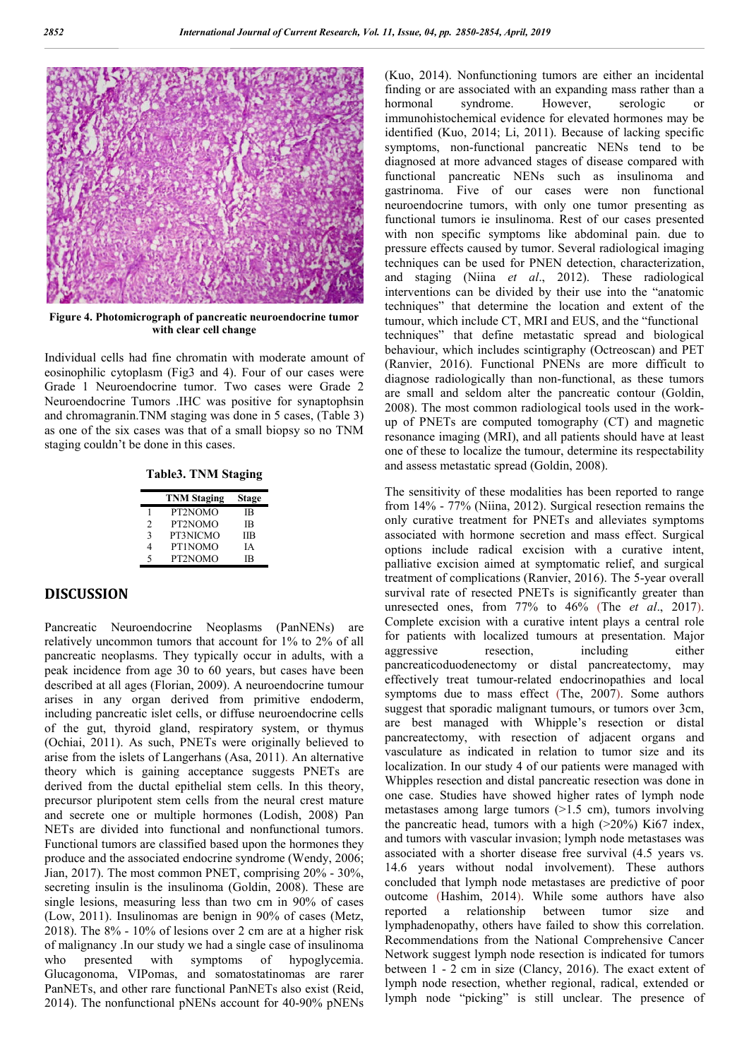Figure 4. Photomicrograph of pancreatic neuroendocrine tumor with clear cell change

Individual cells had fine chromatin with moderate amount of eosinophilic cytoplasm (Fig3 and 4). Four of our cases were Grade 1 Neuroendocrine tumor. Two cases were Grade 2 Neuroendocrine Tumors .IHC was positive for synaptophsin and chromagranin.TNM staging was done in 5 cases, (Table 3) as one of the six cases was that of a small biopsy so no TNM staging couldn't be done in this cases.

**Table3. TNM Staging**

| | TNM Staging | Stage |
|---|---|---|
| 1 | PT2NOMO | IB |
| 2 | PT2NOMO | IB |
| 3 | PT3NICMO | IIB |
| 4 | PT1NOMO | IA |
| 5 | PT2NOMO | IB |

## DISCUSSION

Pancreatic Neuroendocrine Neoplasms (PanNENs) are relatively uncommon tumors that account for 1% to 2% of all pancreatic neoplasms. They typically occur in adults, with a peak incidence from age 30 to 60 years, but cases have been described at all ages (Florian, 2009). A neuroendocrine tumour arises in any organ derived from primitive endoderm, including pancreatic islet cells, or diffuse neuroendocrine cells of the gut, thyroid gland, respiratory system, or thymus (Ochiai, 2011). As such, PNETs were originally believed to arise from the islets of Langerhans (Asa, 2011). An alternative theory which is gaining acceptance suggests PNETs are derived from the ductal epithelial stem cells. In this theory, precursor pluripotent stem cells from the neural crest mature and secrete one or multiple hormones (Lodish, 2008) Pan NETs are divided into functional and nonfunctional tumors. Functional tumors are classified based upon the hormones they produce and the associated endocrine syndrome (Wendy, 2006; Jian, 2017). The most common PNET, comprising 20% - 30%, secreting insulin is the insulinoma (Goldin, 2008). These are single lesions, measuring less than two cm in 90% of cases (Low, 2011). Insulinomas are benign in 90% of cases (Metz, 2018). The 8% - 10% of lesions over 2 cm are at a higher risk of malignancy .In our study we had a single case of insulinoma who presented with symptoms of hypoglycemia. Glucagonoma, VIPomas, and somatostatinomas are rarer PanNETs, and other rare functional PanNETs also exist (Reid, 2014). The nonfunctional pNENs account for 40-90% pNENs (Kuo, 2014). Nonfunctioning tumors are either an incidental finding or are associated with an expanding mass rather than a hormonal syndrome. However, serologic or immunohistochemical evidence for elevated hormones may be identified (Kuo, 2014; Li, 2011). Because of lacking specific symptoms, non-functional pancreatic NENs tend to be diagnosed at more advanced stages of disease compared with functional pancreatic NENs such as insulinoma and gastrinoma. Five of our cases were non functional neuroendocrine tumors, with only one tumor presenting as functional tumors ie insulinoma. Rest of our cases presented with non specific symptoms like abdominal pain. due to pressure effects caused by tumor. Several radiological imaging techniques can be used for PNEN detection, characterization, and staging (Niina *et al*., 2012). These radiological interventions can be divided by their use into the "anatomic techniques" that determine the location and extent of the tumour, which include CT, MRI and EUS, and the "functional techniques" that define metastatic spread and biological behaviour, which includes scintigraphy (Octreoscan) and PET (Ranvier, 2016). Functional PNENs are more difficult to diagnose radiologically than non-functional, as these tumors are small and seldom alter the pancreatic contour (Goldin, 2008). The most common radiological tools used in the work-up of PNETs are computed tomography (CT) and magnetic resonance imaging (MRI), and all patients should have at least one of these to localize the tumour, determine its respectability and assess metastatic spread (Goldin, 2008).

The sensitivity of these modalities has been reported to range from 14% - 77% (Niina, 2012). Surgical resection remains the only curative treatment for PNETs and alleviates symptoms associated with hormone secretion and mass effect. Surgical options include radical excision with a curative intent, palliative excision aimed at symptomatic relief, and surgical treatment of complications (Ranvier, 2016). The 5-year overall survival rate of resected PNETs is significantly greater than unresected ones, from 77% to 46% (The *et al*., 2017). Complete excision with a curative intent plays a central role for patients with localized tumours at presentation. Major aggressive resection, including either pancreaticoduodenectomy or distal pancreatectomy, may effectively treat tumour-related endocrinopathies and local symptoms due to mass effect (The, 2007). Some authors suggest that sporadic malignant tumours, or tumors over 3cm, are best managed with Whipple's resection or distal pancreatectomy, with resection of adjacent organs and vasculature as indicated in relation to tumor size and its localization. In our study 4 of our patients were managed with Whipples resection and distal pancreatic resection was done in one case. Studies have showed higher rates of lymph node metastases among large tumors (>1.5 cm), tumors involving the pancreatic head, tumors with a high (>20%) Ki67 index, and tumors with vascular invasion; lymph node metastases was associated with a shorter disease free survival (4.5 years vs. 14.6 years without nodal involvement). These authors concluded that lymph node metastases are predictive of poor outcome (Hashim, 2014). While some authors have also reported a relationship between tumor size and lymphadenopathy, others have failed to show this correlation. Recommendations from the National Comprehensive Cancer Network suggest lymph node resection is indicated for tumors between 1 - 2 cm in size (Clancy, 2016). The exact extent of lymph node resection, whether regional, radical, extended or lymph node "picking" is still unclear. The presence of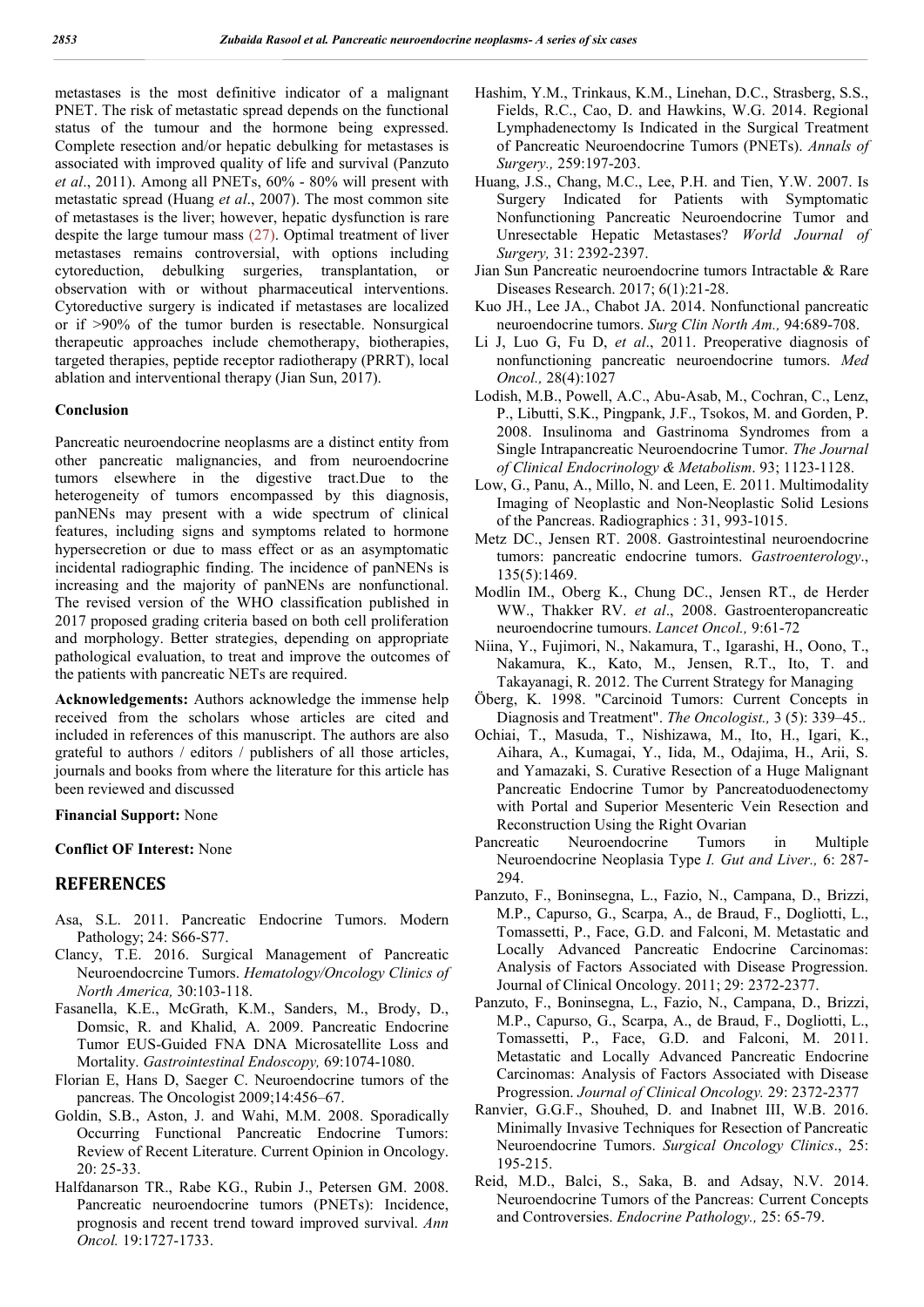metastases is the most definitive indicator of a malignant PNET. The risk of metastatic spread depends on the functional status of the tumour and the hormone being expressed. Complete resection and/or hepatic debulking for metastases is associated with improved quality of life and survival (Panzuto *et al*., 2011). Among all PNETs, 60% - 80% will present with metastatic spread (Huang *et al*., 2007). The most common site of metastases is the liver; however, hepatic dysfunction is rare despite the large tumour mass (27). Optimal treatment of liver metastases remains controversial, with options including cytoreduction, debulking surgeries, transplantation, or observation with or without pharmaceutical interventions. Cytoreductive surgery is indicated if metastases are localized or if >90% of the tumor burden is resectable. Nonsurgical therapeutic approaches include chemotherapy, biotherapies, targeted therapies, peptide receptor radiotherapy (PRRT), local ablation and interventional therapy (Jian Sun, 2017).

### Conclusion

Pancreatic neuroendocrine neoplasms are a distinct entity from other pancreatic malignancies, and from neuroendocrine tumors elsewhere in the digestive tract.Due to the heterogeneity of tumors encompassed by this diagnosis, panNENs may present with a wide spectrum of clinical features, including signs and symptoms related to hormone hypersecretion or due to mass effect or as an asymptomatic incidental radiographic finding. The incidence of panNENs is increasing and the majority of panNENs are nonfunctional. The revised version of the WHO classification published in 2017 proposed grading criteria based on both cell proliferation and morphology. Better strategies, depending on appropriate pathological evaluation, to treat and improve the outcomes of the patients with pancreatic NETs are required.

**Acknowledgements:** Authors acknowledge the immense help received from the scholars whose articles are cited and included in references of this manuscript. The authors are also grateful to authors / editors / publishers of all those articles, journals and books from where the literature for this article has been reviewed and discussed

**Financial Support:** None

**Conflict OF Interest:** None

## REFERENCES

- Asa, S.L. 2011. Pancreatic Endocrine Tumors. Modern Pathology; 24: S66-S77.
- Clancy, T.E. 2016. Surgical Management of Pancreatic Neuroendocrcine Tumors. *Hematology/Oncology Clinics of North America,* 30:103-118.
- Fasanella, K.E., McGrath, K.M., Sanders, M., Brody, D., Domsic, R. and Khalid, A. 2009. Pancreatic Endocrine Tumor EUS-Guided FNA DNA Microsatellite Loss and Mortality. *Gastrointestinal Endoscopy,* 69:1074-1080.
- Florian E, Hans D, Saeger C. Neuroendocrine tumors of the pancreas. The Oncologist 2009;14:456–67.
- Goldin, S.B., Aston, J. and Wahi, M.M. 2008. Sporadically Occurring Functional Pancreatic Endocrine Tumors: Review of Recent Literature. Current Opinion in Oncology. 20: 25-33.
- Halfdanarson TR., Rabe KG., Rubin J., Petersen GM. 2008. Pancreatic neuroendocrine tumors (PNETs): Incidence, prognosis and recent trend toward improved survival. *Ann Oncol.* 19:1727-1733.
- Hashim, Y.M., Trinkaus, K.M., Linehan, D.C., Strasberg, S.S., Fields, R.C., Cao, D. and Hawkins, W.G. 2014. Regional Lymphadenectomy Is Indicated in the Surgical Treatment of Pancreatic Neuroendocrine Tumors (PNETs). *Annals of Surgery.,* 259:197-203.
- Huang, J.S., Chang, M.C., Lee, P.H. and Tien, Y.W. 2007. Is Surgery Indicated for Patients with Symptomatic Nonfunctioning Pancreatic Neuroendocrine Tumor and Unresectable Hepatic Metastases? *World Journal of Surgery,* 31: 2392-2397.
- Jian Sun Pancreatic neuroendocrine tumors Intractable & Rare Diseases Research. 2017; 6(1):21-28.
- Kuo JH., Lee JA., Chabot JA. 2014. Nonfunctional pancreatic neuroendocrine tumors. *Surg Clin North Am.,* 94:689-708.
- Li J, Luo G, Fu D, *et al*., 2011. Preoperative diagnosis of nonfunctioning pancreatic neuroendocrine tumors. *Med Oncol.,* 28(4):1027
- Lodish, M.B., Powell, A.C., Abu-Asab, M., Cochran, C., Lenz, P., Libutti, S.K., Pingpank, J.F., Tsokos, M. and Gorden, P. 2008. Insulinoma and Gastrinoma Syndromes from a Single Intrapancreatic Neuroendocrine Tumor. *The Journal of Clinical Endocrinology & Metabolism*. 93; 1123-1128.
- Low, G., Panu, A., Millo, N. and Leen, E. 2011. Multimodality Imaging of Neoplastic and Non-Neoplastic Solid Lesions of the Pancreas. Radiographics : 31, 993-1015.
- Metz DC., Jensen RT. 2008. Gastrointestinal neuroendocrine tumors: pancreatic endocrine tumors. *Gastroenterology*., 135(5):1469.
- Modlin IM., Oberg K., Chung DC., Jensen RT., de Herder WW., Thakker RV. *et al*., 2008. Gastroenteropancreatic neuroendocrine tumours. *Lancet Oncol.,* 9:61-72
- Niina, Y., Fujimori, N., Nakamura, T., Igarashi, H., Oono, T., Nakamura, K., Kato, M., Jensen, R.T., Ito, T. and Takayanagi, R. 2012. The Current Strategy for Managing
- Öberg, K. 1998. "Carcinoid Tumors: Current Concepts in Diagnosis and Treatment". *The Oncologist.,* 3 (5): 339–45..
- Ochiai, T., Masuda, T., Nishizawa, M., Ito, H., Igari, K., Aihara, A., Kumagai, Y., Iida, M., Odajima, H., Arii, S. and Yamazaki, S. Curative Resection of a Huge Malignant Pancreatic Endocrine Tumor by Pancreatoduodenectomy with Portal and Superior Mesenteric Vein Resection and Reconstruction Using the Right Ovarian
- Pancreatic Neuroendocrine Tumors in Multiple Neuroendocrine Neoplasia Type *I. Gut and Liver.,* 6: 287-294.
- Panzuto, F., Boninsegna, L., Fazio, N., Campana, D., Brizzi, M.P., Capurso, G., Scarpa, A., de Braud, F., Dogliotti, L., Tomassetti, P., Face, G.D. and Falconi, M. Metastatic and Locally Advanced Pancreatic Endocrine Carcinomas: Analysis of Factors Associated with Disease Progression. Journal of Clinical Oncology. 2011; 29: 2372-2377.
- Panzuto, F., Boninsegna, L., Fazio, N., Campana, D., Brizzi, M.P., Capurso, G., Scarpa, A., de Braud, F., Dogliotti, L., Tomassetti, P., Face, G.D. and Falconi, M. 2011. Metastatic and Locally Advanced Pancreatic Endocrine Carcinomas: Analysis of Factors Associated with Disease Progression. *Journal of Clinical Oncology.* 29: 2372-2377
- Ranvier, G.G.F., Shouhed, D. and Inabnet III, W.B. 2016. Minimally Invasive Techniques for Resection of Pancreatic Neuroendocrine Tumors. *Surgical Oncology Clinics*., 25: 195-215.
- Reid, M.D., Balci, S., Saka, B. and Adsay, N.V. 2014. Neuroendocrine Tumors of the Pancreas: Current Concepts and Controversies. *Endocrine Pathology.,* 25: 65-79.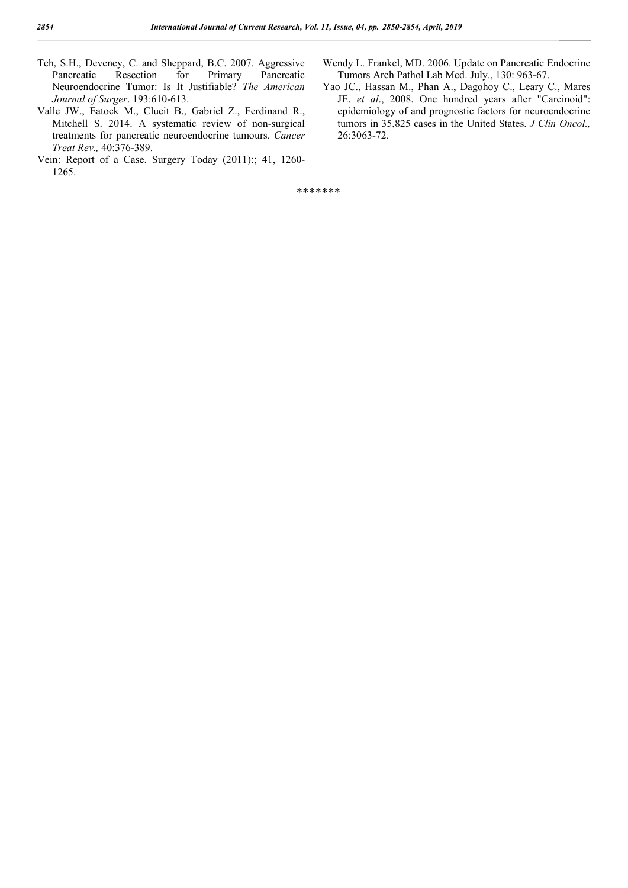Teh, S.H., Deveney, C. and Sheppard, B.C. 2007. Aggressive Pancreatic Resection for Primary Pancreatic Neuroendocrine Tumor: Is It Justifiable? *The American Journal of Surger*. 193:610-613.

Valle JW., Eatock M., Clueit B., Gabriel Z., Ferdinand R., Mitchell S. 2014. A systematic review of non-surgical treatments for pancreatic neuroendocrine tumours. *Cancer Treat Rev.,* 40:376-389.

Vein: Report of a Case. Surgery Today (2011):; 41, 1260-1265.

Wendy L. Frankel, MD. 2006. Update on Pancreatic Endocrine Tumors Arch Pathol Lab Med. July., 130: 963-67.

Yao JC., Hassan M., Phan A., Dagohoy C., Leary C., Mares JE. *et al*., 2008. One hundred years after "Carcinoid": epidemiology of and prognostic factors for neuroendocrine tumors in 35,825 cases in the United States. *J Clin Oncol.,* 26:3063-72.

*******